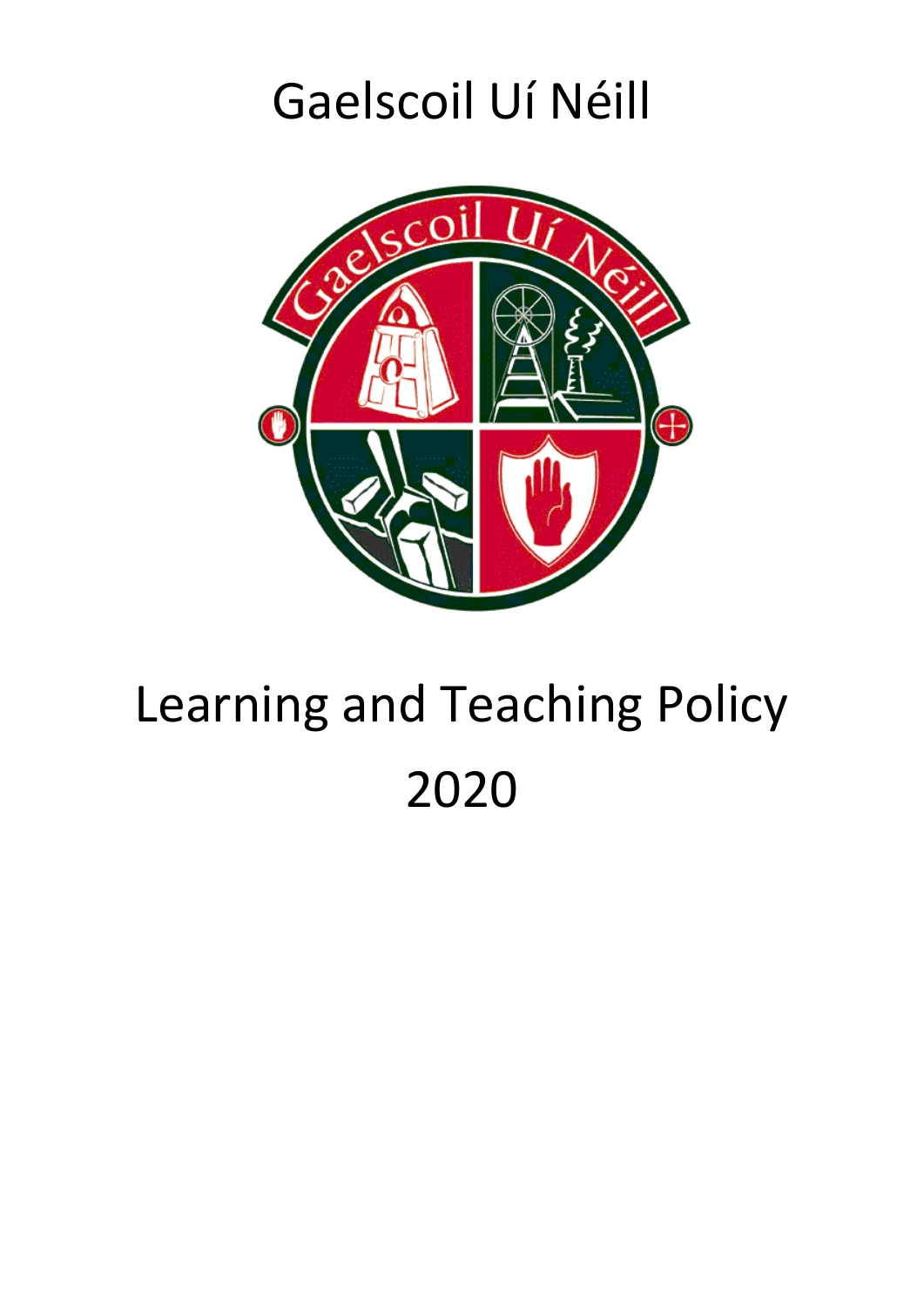# Gaelscoil Uí Néill

# Learning and Teaching Policy

# 2020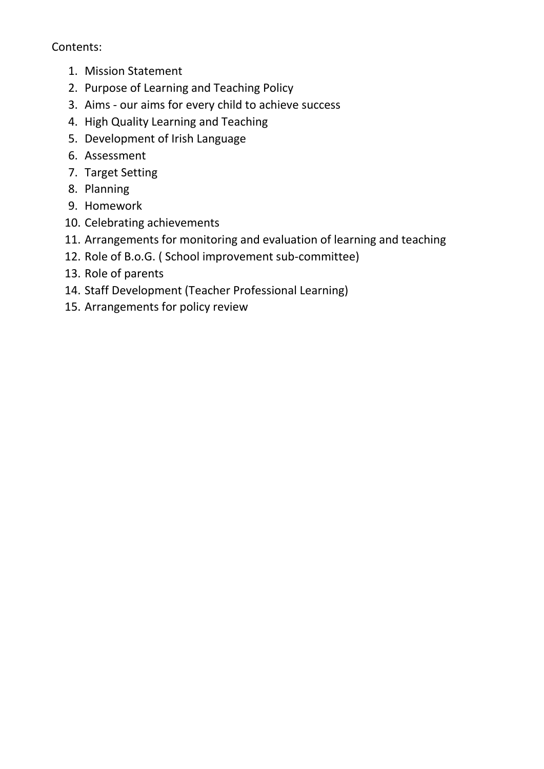Contents:

1. Mission Statement
2. Purpose of Learning and Teaching Policy
3. Aims - our aims for every child to achieve success
4. High Quality Learning and Teaching
5. Development of Irish Language
6. Assessment
7. Target Setting
8. Planning
9. Homework
10. Celebrating achievements
11. Arrangements for monitoring and evaluation of learning and teaching
12. Role of B.o.G. ( School improvement sub-committee)
13. Role of parents
14. Staff Development (Teacher Professional Learning)
15. Arrangements for policy review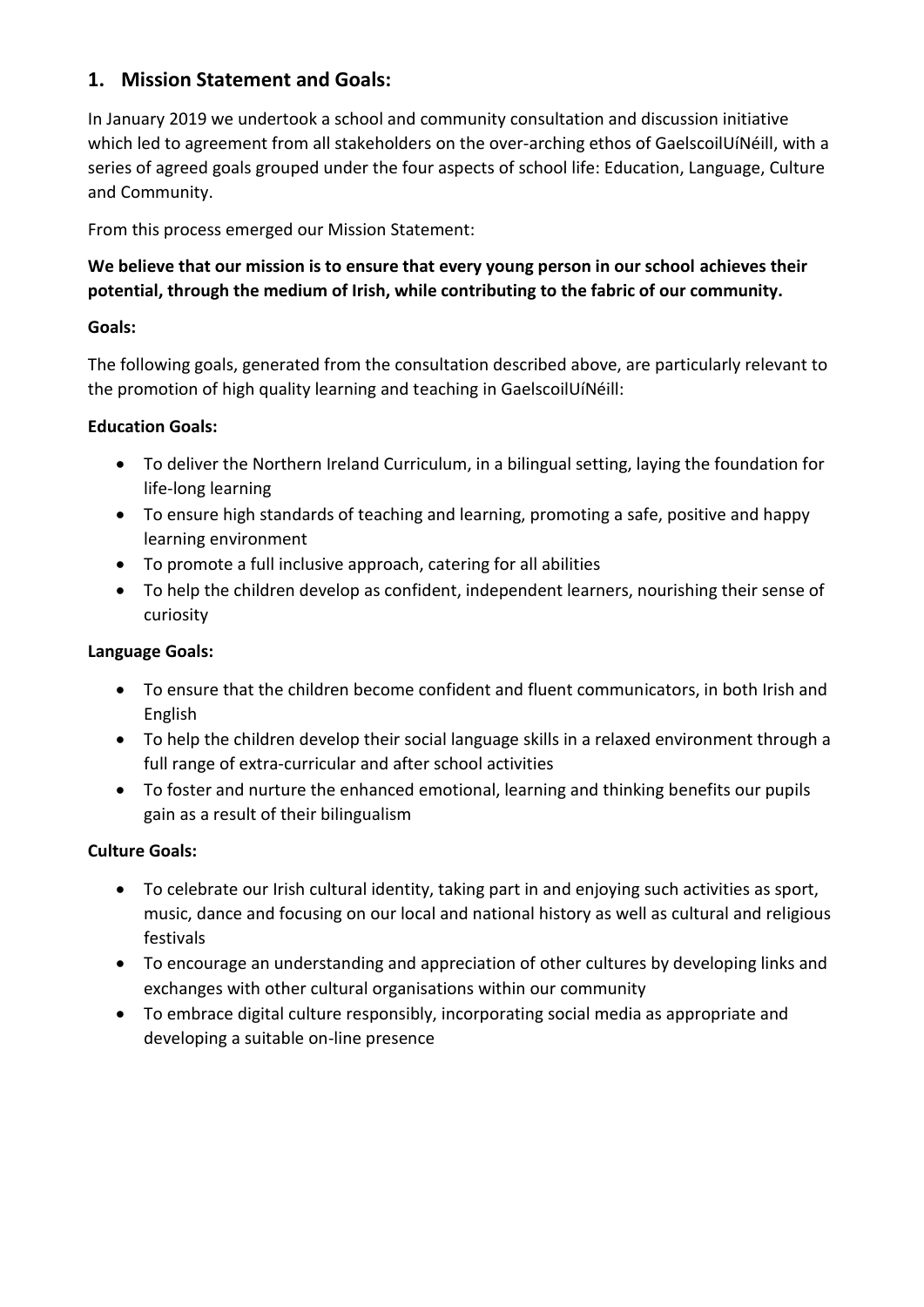## 1. Mission Statement and Goals:

In January 2019 we undertook a school and community consultation and discussion initiative which led to agreement from all stakeholders on the over-arching ethos of GaelscoilUíNéill, with a series of agreed goals grouped under the four aspects of school life: Education, Language, Culture and Community.

From this process emerged our Mission Statement:

**We believe that our mission is to ensure that every young person in our school achieves their potential, through the medium of Irish, while contributing to the fabric of our community.**

**Goals:**

The following goals, generated from the consultation described above, are particularly relevant to the promotion of high quality learning and teaching in GaelscoilUíNéill:

**Education Goals:**

- To deliver the Northern Ireland Curriculum, in a bilingual setting, laying the foundation for life-long learning
- To ensure high standards of teaching and learning, promoting a safe, positive and happy learning environment
- To promote a full inclusive approach, catering for all abilities
- To help the children develop as confident, independent learners, nourishing their sense of curiosity

**Language Goals:**

- To ensure that the children become confident and fluent communicators, in both Irish and English
- To help the children develop their social language skills in a relaxed environment through a full range of extra-curricular and after school activities
- To foster and nurture the enhanced emotional, learning and thinking benefits our pupils gain as a result of their bilingualism

**Culture Goals:**

- To celebrate our Irish cultural identity, taking part in and enjoying such activities as sport, music, dance and focusing on our local and national history as well as cultural and religious festivals
- To encourage an understanding and appreciation of other cultures by developing links and exchanges with other cultural organisations within our community
- To embrace digital culture responsibly, incorporating social media as appropriate and developing a suitable on-line presence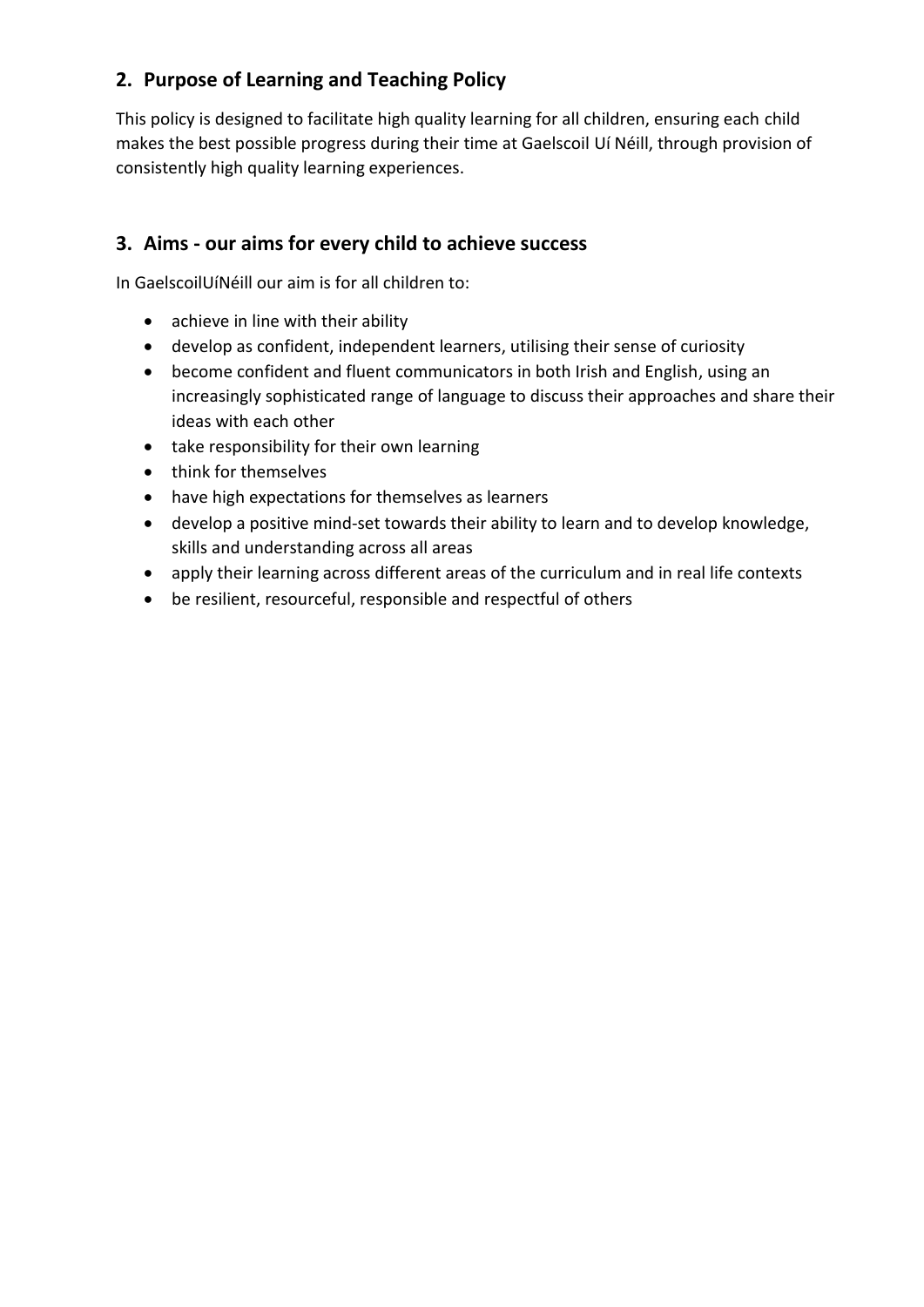## 2. Purpose of Learning and Teaching Policy

This policy is designed to facilitate high quality learning for all children, ensuring each child makes the best possible progress during their time at Gaelscoil Uí Néill, through provision of consistently high quality learning experiences.

## 3. Aims - our aims for every child to achieve success

In GaelscoilUíNéill our aim is for all children to:

- achieve in line with their ability
- develop as confident, independent learners, utilising their sense of curiosity
- become confident and fluent communicators in both Irish and English, using an increasingly sophisticated range of language to discuss their approaches and share their ideas with each other
- take responsibility for their own learning
- think for themselves
- have high expectations for themselves as learners
- develop a positive mind-set towards their ability to learn and to develop knowledge, skills and understanding across all areas
- apply their learning across different areas of the curriculum and in real life contexts
- be resilient, resourceful, responsible and respectful of others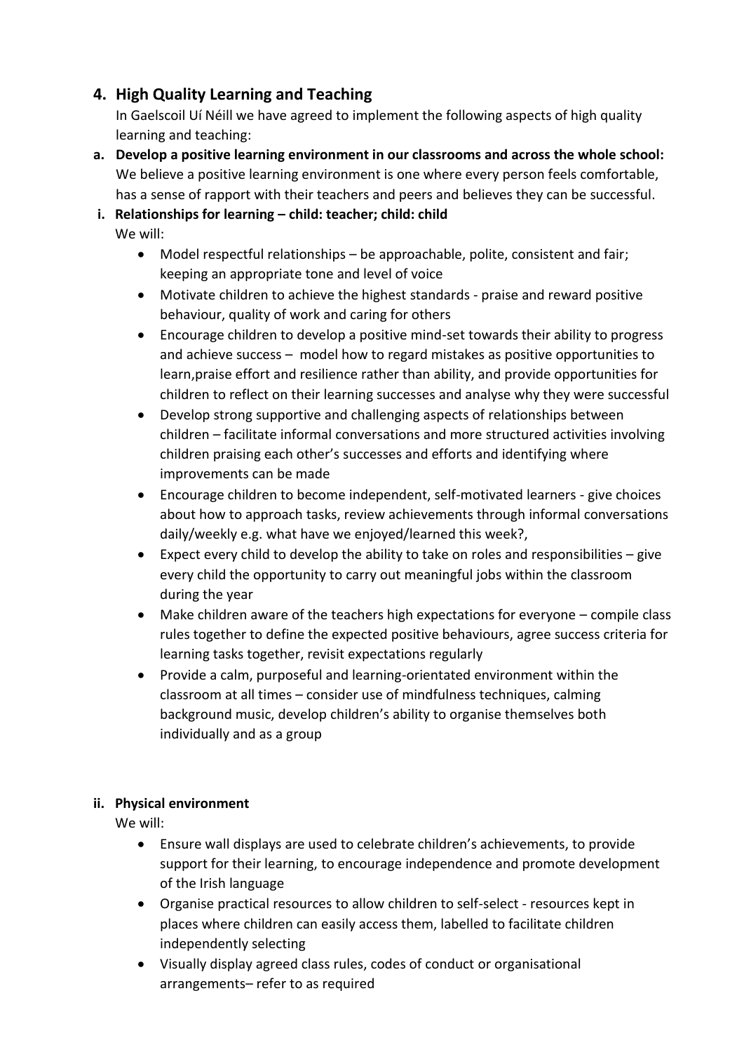## 4. High Quality Learning and Teaching

In Gaelscoil Uí Néill we have agreed to implement the following aspects of high quality learning and teaching:

**a. Develop a positive learning environment in our classrooms and across the whole school:** We believe a positive learning environment is one where every person feels comfortable, has a sense of rapport with their teachers and peers and believes they can be successful.

**i. Relationships for learning – child: teacher; child: child**

We will:

- Model respectful relationships – be approachable, polite, consistent and fair; keeping an appropriate tone and level of voice
- Motivate children to achieve the highest standards - praise and reward positive behaviour, quality of work and caring for others
- Encourage children to develop a positive mind-set towards their ability to progress and achieve success – model how to regard mistakes as positive opportunities to learn,praise effort and resilience rather than ability, and provide opportunities for children to reflect on their learning successes and analyse why they were successful
- Develop strong supportive and challenging aspects of relationships between children – facilitate informal conversations and more structured activities involving children praising each other's successes and efforts and identifying where improvements can be made
- Encourage children to become independent, self-motivated learners - give choices about how to approach tasks, review achievements through informal conversations daily/weekly e.g. what have we enjoyed/learned this week?,
- Expect every child to develop the ability to take on roles and responsibilities – give every child the opportunity to carry out meaningful jobs within the classroom during the year
- Make children aware of the teachers high expectations for everyone – compile class rules together to define the expected positive behaviours, agree success criteria for learning tasks together, revisit expectations regularly
- Provide a calm, purposeful and learning-orientated environment within the classroom at all times – consider use of mindfulness techniques, calming background music, develop children's ability to organise themselves both individually and as a group

**ii. Physical environment**

We will:

- Ensure wall displays are used to celebrate children's achievements, to provide support for their learning, to encourage independence and promote development of the Irish language
- Organise practical resources to allow children to self-select - resources kept in places where children can easily access them, labelled to facilitate children independently selecting
- Visually display agreed class rules, codes of conduct or organisational arrangements– refer to as required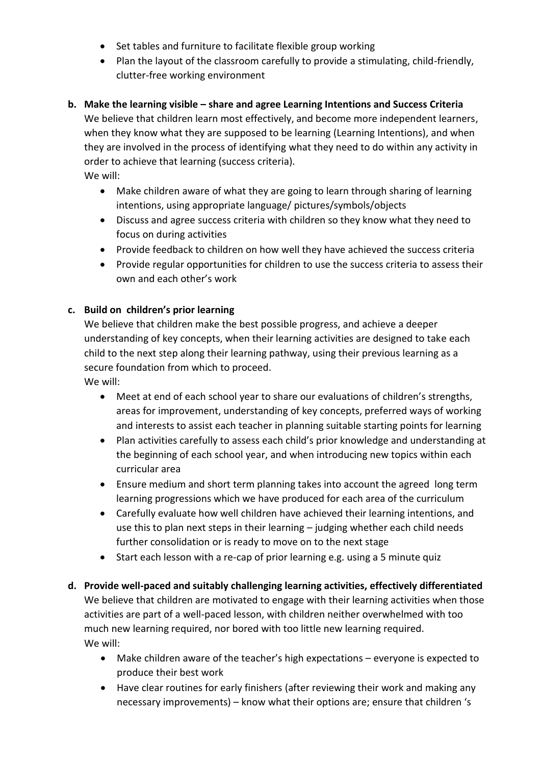- Set tables and furniture to facilitate flexible group working
- Plan the layout of the classroom carefully to provide a stimulating, child-friendly, clutter-free working environment

**b. Make the learning visible – share and agree Learning Intentions and Success Criteria**

We believe that children learn most effectively, and become more independent learners, when they know what they are supposed to be learning (Learning Intentions), and when they are involved in the process of identifying what they need to do within any activity in order to achieve that learning (success criteria).

We will:

- Make children aware of what they are going to learn through sharing of learning intentions, using appropriate language/ pictures/symbols/objects
- Discuss and agree success criteria with children so they know what they need to focus on during activities
- Provide feedback to children on how well they have achieved the success criteria
- Provide regular opportunities for children to use the success criteria to assess their own and each other's work

**c. Build on children's prior learning**

We believe that children make the best possible progress, and achieve a deeper understanding of key concepts, when their learning activities are designed to take each child to the next step along their learning pathway, using their previous learning as a secure foundation from which to proceed.

We will:

- Meet at end of each school year to share our evaluations of children's strengths, areas for improvement, understanding of key concepts, preferred ways of working and interests to assist each teacher in planning suitable starting points for learning
- Plan activities carefully to assess each child's prior knowledge and understanding at the beginning of each school year, and when introducing new topics within each curricular area
- Ensure medium and short term planning takes into account the agreed long term learning progressions which we have produced for each area of the curriculum
- Carefully evaluate how well children have achieved their learning intentions, and use this to plan next steps in their learning – judging whether each child needs further consolidation or is ready to move on to the next stage
- Start each lesson with a re-cap of prior learning e.g. using a 5 minute quiz

**d. Provide well-paced and suitably challenging learning activities, effectively differentiated**

We believe that children are motivated to engage with their learning activities when those activities are part of a well-paced lesson, with children neither overwhelmed with too much new learning required, nor bored with too little new learning required.

We will:

- Make children aware of the teacher's high expectations – everyone is expected to produce their best work
- Have clear routines for early finishers (after reviewing their work and making any necessary improvements) – know what their options are; ensure that children 's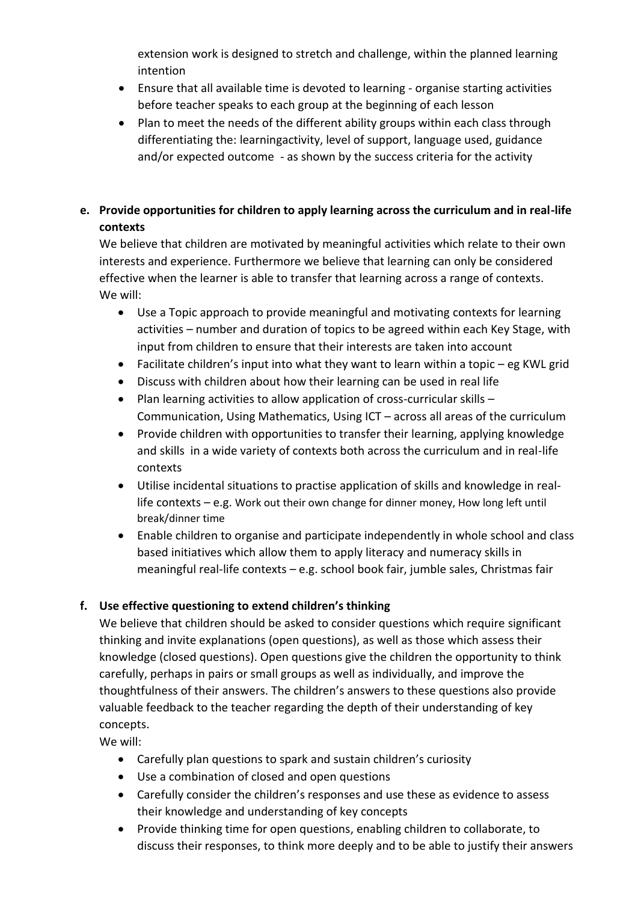extension work is designed to stretch and challenge, within the planned learning intention

- Ensure that all available time is devoted to learning - organise starting activities before teacher speaks to each group at the beginning of each lesson
- Plan to meet the needs of the different ability groups within each class through differentiating the: learningactivity, level of support, language used, guidance and/or expected outcome - as shown by the success criteria for the activity

**e. Provide opportunities for children to apply learning across the curriculum and in real-life contexts**

We believe that children are motivated by meaningful activities which relate to their own interests and experience. Furthermore we believe that learning can only be considered effective when the learner is able to transfer that learning across a range of contexts.

We will:

- Use a Topic approach to provide meaningful and motivating contexts for learning activities – number and duration of topics to be agreed within each Key Stage, with input from children to ensure that their interests are taken into account
- Facilitate children's input into what they want to learn within a topic – eg KWL grid
- Discuss with children about how their learning can be used in real life
- Plan learning activities to allow application of cross-curricular skills – Communication, Using Mathematics, Using ICT – across all areas of the curriculum
- Provide children with opportunities to transfer their learning, applying knowledge and skills in a wide variety of contexts both across the curriculum and in real-life contexts
- Utilise incidental situations to practise application of skills and knowledge in real-life contexts – e.g. Work out their own change for dinner money, How long left until break/dinner time
- Enable children to organise and participate independently in whole school and class based initiatives which allow them to apply literacy and numeracy skills in meaningful real-life contexts – e.g. school book fair, jumble sales, Christmas fair

**f. Use effective questioning to extend children's thinking**

We believe that children should be asked to consider questions which require significant thinking and invite explanations (open questions), as well as those which assess their knowledge (closed questions). Open questions give the children the opportunity to think carefully, perhaps in pairs or small groups as well as individually, and improve the thoughtfulness of their answers. The children's answers to these questions also provide valuable feedback to the teacher regarding the depth of their understanding of key concepts.

We will:

- Carefully plan questions to spark and sustain children's curiosity
- Use a combination of closed and open questions
- Carefully consider the children's responses and use these as evidence to assess their knowledge and understanding of key concepts
- Provide thinking time for open questions, enabling children to collaborate, to discuss their responses, to think more deeply and to be able to justify their answers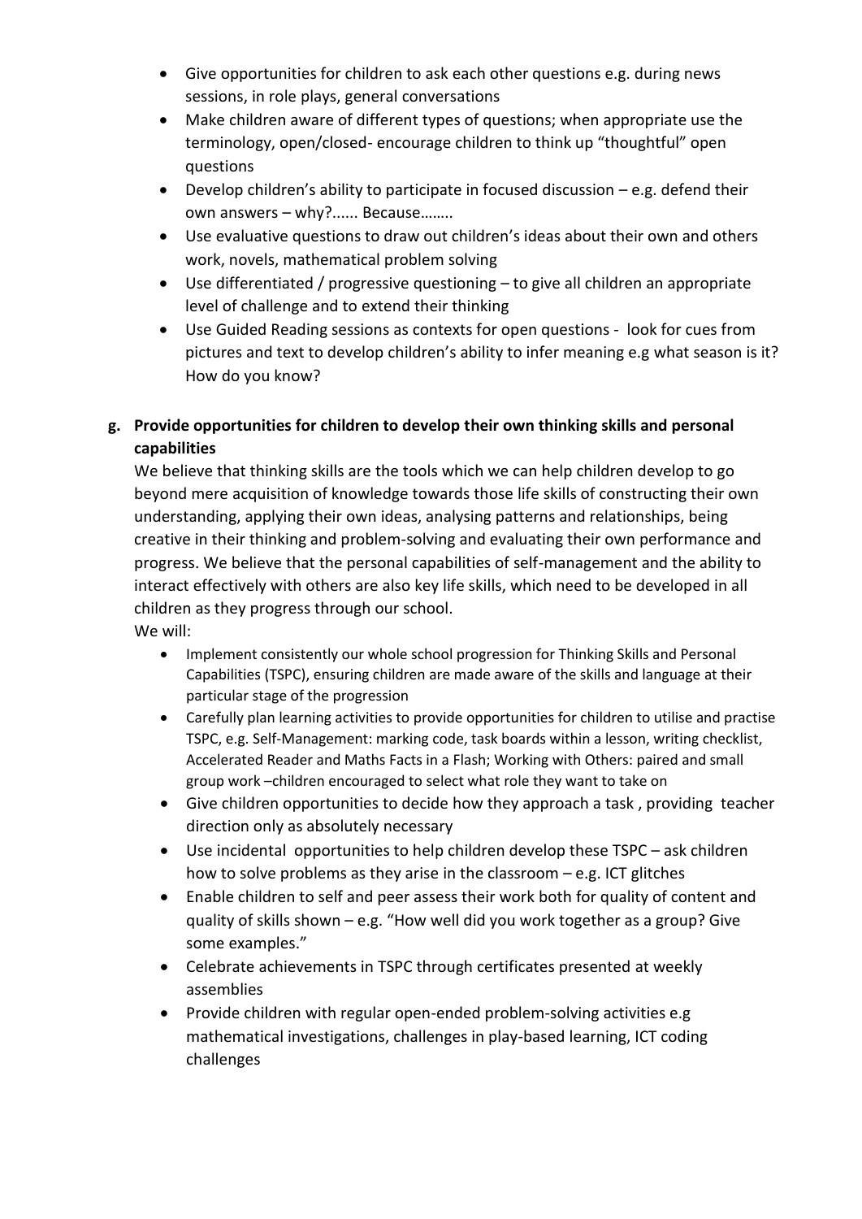- Give opportunities for children to ask each other questions e.g. during news sessions, in role plays, general conversations
- Make children aware of different types of questions; when appropriate use the terminology, open/closed- encourage children to think up "thoughtful" open questions
- Develop children's ability to participate in focused discussion – e.g. defend their own answers – why?...... Because……..
- Use evaluative questions to draw out children's ideas about their own and others work, novels, mathematical problem solving
- Use differentiated / progressive questioning – to give all children an appropriate level of challenge and to extend their thinking
- Use Guided Reading sessions as contexts for open questions - look for cues from pictures and text to develop children's ability to infer meaning e.g what season is it? How do you know?

**g. Provide opportunities for children to develop their own thinking skills and personal capabilities**

We believe that thinking skills are the tools which we can help children develop to go beyond mere acquisition of knowledge towards those life skills of constructing their own understanding, applying their own ideas, analysing patterns and relationships, being creative in their thinking and problem-solving and evaluating their own performance and progress. We believe that the personal capabilities of self-management and the ability to interact effectively with others are also key life skills, which need to be developed in all children as they progress through our school.

We will:

- Implement consistently our whole school progression for Thinking Skills and Personal Capabilities (TSPC), ensuring children are made aware of the skills and language at their particular stage of the progression
- Carefully plan learning activities to provide opportunities for children to utilise and practise TSPC, e.g. Self-Management: marking code, task boards within a lesson, writing checklist, Accelerated Reader and Maths Facts in a Flash; Working with Others: paired and small group work –children encouraged to select what role they want to take on
- Give children opportunities to decide how they approach a task , providing teacher direction only as absolutely necessary
- Use incidental opportunities to help children develop these TSPC – ask children how to solve problems as they arise in the classroom – e.g. ICT glitches
- Enable children to self and peer assess their work both for quality of content and quality of skills shown – e.g. "How well did you work together as a group? Give some examples."
- Celebrate achievements in TSPC through certificates presented at weekly assemblies
- Provide children with regular open-ended problem-solving activities e.g mathematical investigations, challenges in play-based learning, ICT coding challenges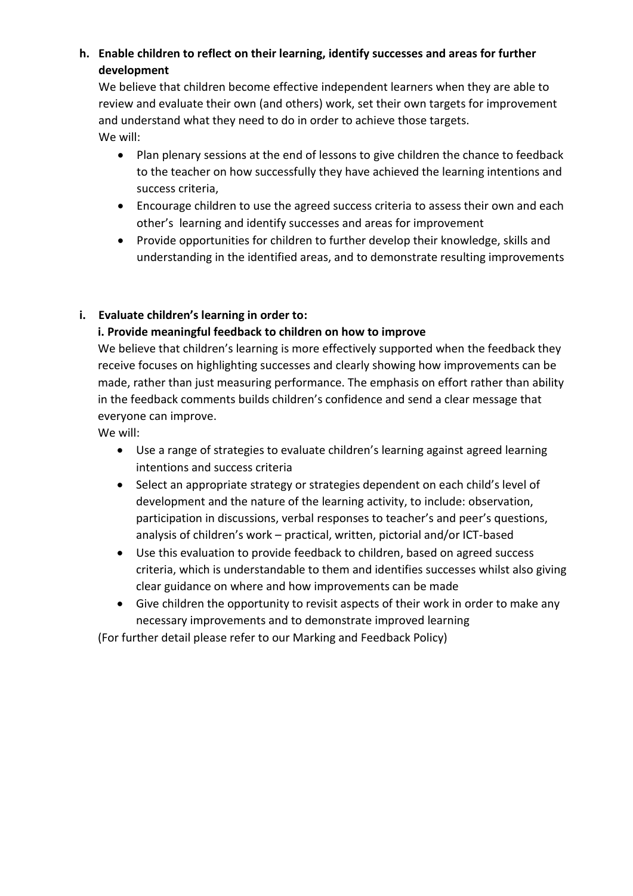**h. Enable children to reflect on their learning, identify successes and areas for further development**

We believe that children become effective independent learners when they are able to review and evaluate their own (and others) work, set their own targets for improvement and understand what they need to do in order to achieve those targets.

We will:

- Plan plenary sessions at the end of lessons to give children the chance to feedback to the teacher on how successfully they have achieved the learning intentions and success criteria,
- Encourage children to use the agreed success criteria to assess their own and each other's learning and identify successes and areas for improvement
- Provide opportunities for children to further develop their knowledge, skills and understanding in the identified areas, and to demonstrate resulting improvements

**i. Evaluate children's learning in order to:**

**i. Provide meaningful feedback to children on how to improve**

We believe that children's learning is more effectively supported when the feedback they receive focuses on highlighting successes and clearly showing how improvements can be made, rather than just measuring performance. The emphasis on effort rather than ability in the feedback comments builds children's confidence and send a clear message that everyone can improve.

We will:

- Use a range of strategies to evaluate children's learning against agreed learning intentions and success criteria
- Select an appropriate strategy or strategies dependent on each child's level of development and the nature of the learning activity, to include: observation, participation in discussions, verbal responses to teacher's and peer's questions, analysis of children's work – practical, written, pictorial and/or ICT-based
- Use this evaluation to provide feedback to children, based on agreed success criteria, which is understandable to them and identifies successes whilst also giving clear guidance on where and how improvements can be made
- Give children the opportunity to revisit aspects of their work in order to make any necessary improvements and to demonstrate improved learning

(For further detail please refer to our Marking and Feedback Policy)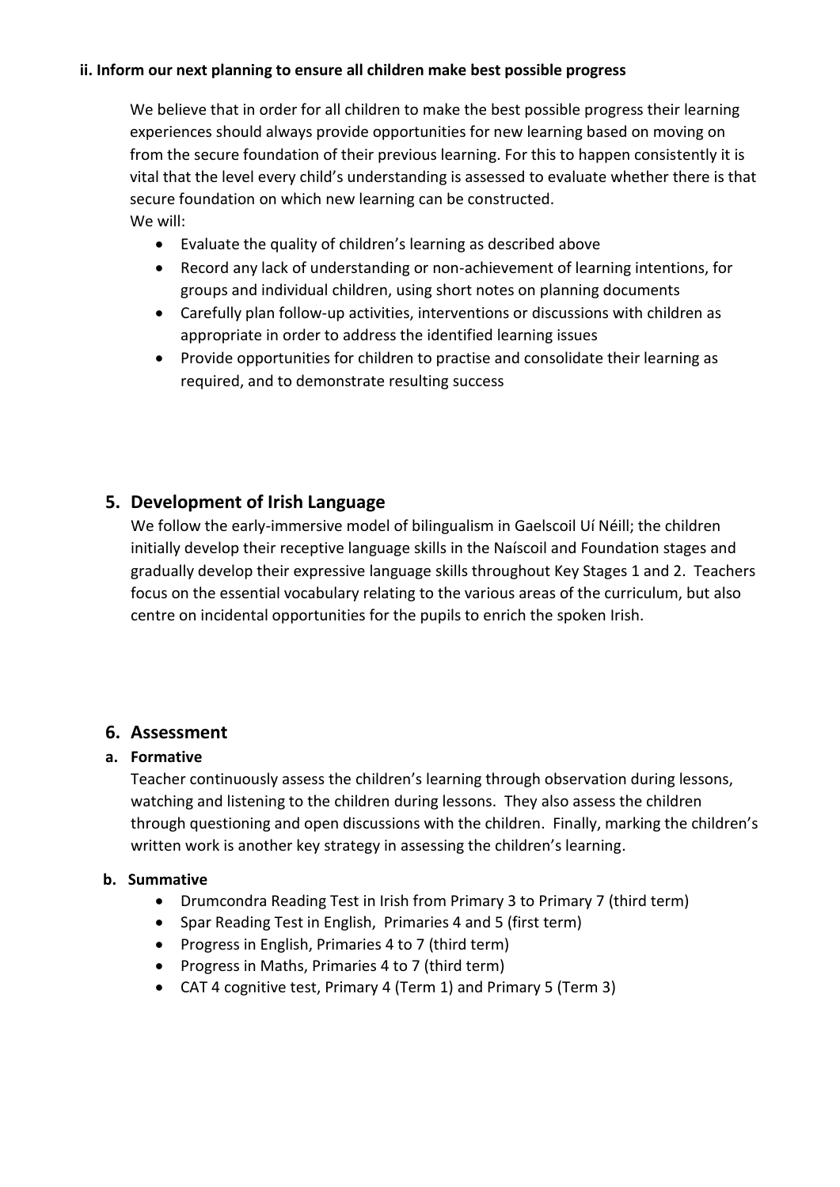#### ii. Inform our next planning to ensure all children make best possible progress

We believe that in order for all children to make the best possible progress their learning experiences should always provide opportunities for new learning based on moving on from the secure foundation of their previous learning. For this to happen consistently it is vital that the level every child's understanding is assessed to evaluate whether there is that secure foundation on which new learning can be constructed.
We will:

- Evaluate the quality of children's learning as described above
- Record any lack of understanding or non-achievement of learning intentions, for groups and individual children, using short notes on planning documents
- Carefully plan follow-up activities, interventions or discussions with children as appropriate in order to address the identified learning issues
- Provide opportunities for children to practise and consolidate their learning as required, and to demonstrate resulting success

## 5. Development of Irish Language

We follow the early-immersive model of bilingualism in Gaelscoil Uí Néill; the children initially develop their receptive language skills in the Naíscoil and Foundation stages and gradually develop their expressive language skills throughout Key Stages 1 and 2. Teachers focus on the essential vocabulary relating to the various areas of the curriculum, but also centre on incidental opportunities for the pupils to enrich the spoken Irish.

## 6. Assessment

### a. Formative

Teacher continuously assess the children's learning through observation during lessons, watching and listening to the children during lessons. They also assess the children through questioning and open discussions with the children. Finally, marking the children's written work is another key strategy in assessing the children's learning.

### b. Summative

- Drumcondra Reading Test in Irish from Primary 3 to Primary 7 (third term)
- Spar Reading Test in English, Primaries 4 and 5 (first term)
- Progress in English, Primaries 4 to 7 (third term)
- Progress in Maths, Primaries 4 to 7 (third term)
- CAT 4 cognitive test, Primary 4 (Term 1) and Primary 5 (Term 3)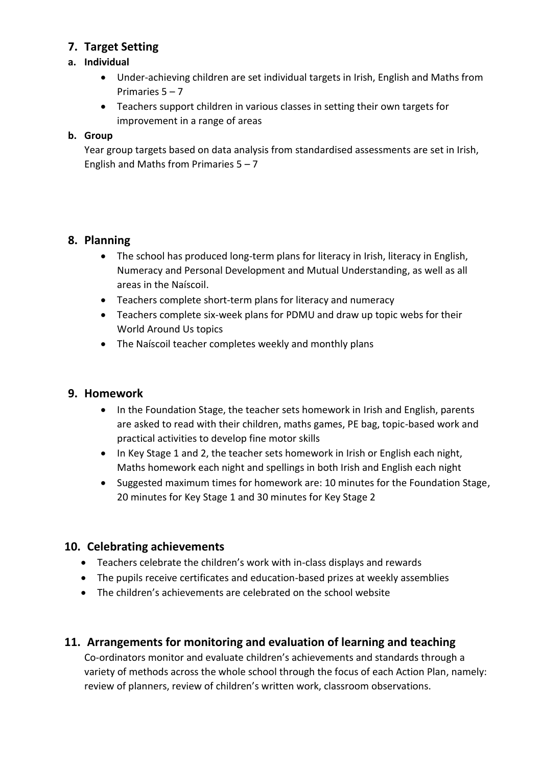## 7. Target Setting

### a. Individual

- Under-achieving children are set individual targets in Irish, English and Maths from Primaries 5 – 7
- Teachers support children in various classes in setting their own targets for improvement in a range of areas

### b. Group

Year group targets based on data analysis from standardised assessments are set in Irish, English and Maths from Primaries 5 – 7

## 8. Planning

- The school has produced long-term plans for literacy in Irish, literacy in English, Numeracy and Personal Development and Mutual Understanding, as well as all areas in the Naíscoil.
- Teachers complete short-term plans for literacy and numeracy
- Teachers complete six-week plans for PDMU and draw up topic webs for their World Around Us topics
- The Naíscoil teacher completes weekly and monthly plans

## 9. Homework

- In the Foundation Stage, the teacher sets homework in Irish and English, parents are asked to read with their children, maths games, PE bag, topic-based work and practical activities to develop fine motor skills
- In Key Stage 1 and 2, the teacher sets homework in Irish or English each night, Maths homework each night and spellings in both Irish and English each night
- Suggested maximum times for homework are: 10 minutes for the Foundation Stage, 20 minutes for Key Stage 1 and 30 minutes for Key Stage 2

## 10. Celebrating achievements

- Teachers celebrate the children's work with in-class displays and rewards
- The pupils receive certificates and education-based prizes at weekly assemblies
- The children's achievements are celebrated on the school website

## 11. Arrangements for monitoring and evaluation of learning and teaching

Co-ordinators monitor and evaluate children's achievements and standards through a variety of methods across the whole school through the focus of each Action Plan, namely: review of planners, review of children's written work, classroom observations.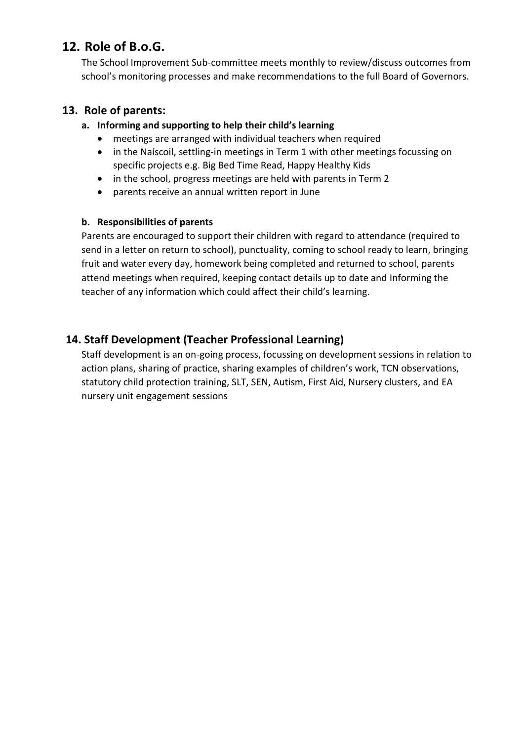## 12. Role of B.o.G.

The School Improvement Sub-committee meets monthly to review/discuss outcomes from school's monitoring processes and make recommendations to the full Board of Governors.

## 13. Role of parents:

### a. Informing and supporting to help their child's learning

- meetings are arranged with individual teachers when required
- in the Naíscoil, settling-in meetings in Term 1 with other meetings focussing on specific projects e.g. Big Bed Time Read, Happy Healthy Kids
- in the school, progress meetings are held with parents in Term 2
- parents receive an annual written report in June

### b. Responsibilities of parents

Parents are encouraged to support their children with regard to attendance (required to send in a letter on return to school), punctuality, coming to school ready to learn, bringing fruit and water every day, homework being completed and returned to school, parents attend meetings when required, keeping contact details up to date and Informing the teacher of any information which could affect their child's learning.

## 14. Staff Development (Teacher Professional Learning)

Staff development is an on-going process, focussing on development sessions in relation to action plans, sharing of practice, sharing examples of children's work, TCN observations, statutory child protection training, SLT, SEN, Autism, First Aid, Nursery clusters, and EA nursery unit engagement sessions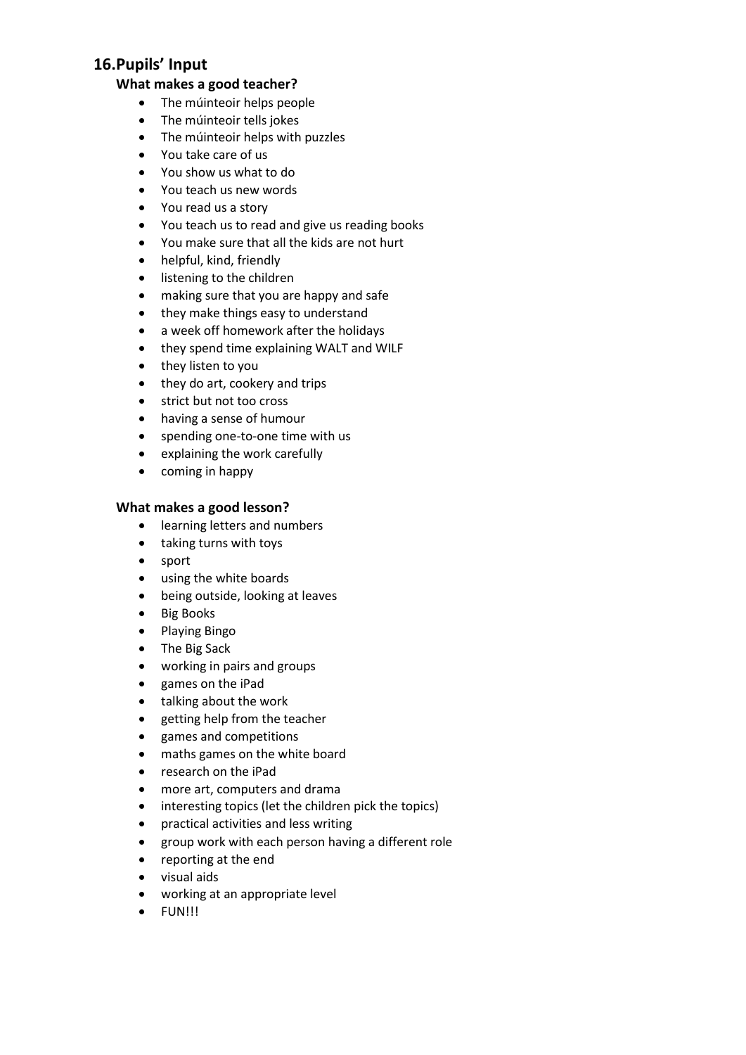## 16. Pupils' Input

### What makes a good teacher?

- The múinteoir helps people
- The múinteoir tells jokes
- The múinteoir helps with puzzles
- You take care of us
- You show us what to do
- You teach us new words
- You read us a story
- You teach us to read and give us reading books
- You make sure that all the kids are not hurt
- helpful, kind, friendly
- listening to the children
- making sure that you are happy and safe
- they make things easy to understand
- a week off homework after the holidays
- they spend time explaining WALT and WILF
- they listen to you
- they do art, cookery and trips
- strict but not too cross
- having a sense of humour
- spending one-to-one time with us
- explaining the work carefully
- coming in happy

### What makes a good lesson?

- learning letters and numbers
- taking turns with toys
- sport
- using the white boards
- being outside, looking at leaves
- Big Books
- Playing Bingo
- The Big Sack
- working in pairs and groups
- games on the iPad
- talking about the work
- getting help from the teacher
- games and competitions
- maths games on the white board
- research on the iPad
- more art, computers and drama
- interesting topics (let the children pick the topics)
- practical activities and less writing
- group work with each person having a different role
- reporting at the end
- visual aids
- working at an appropriate level
- FUN!!!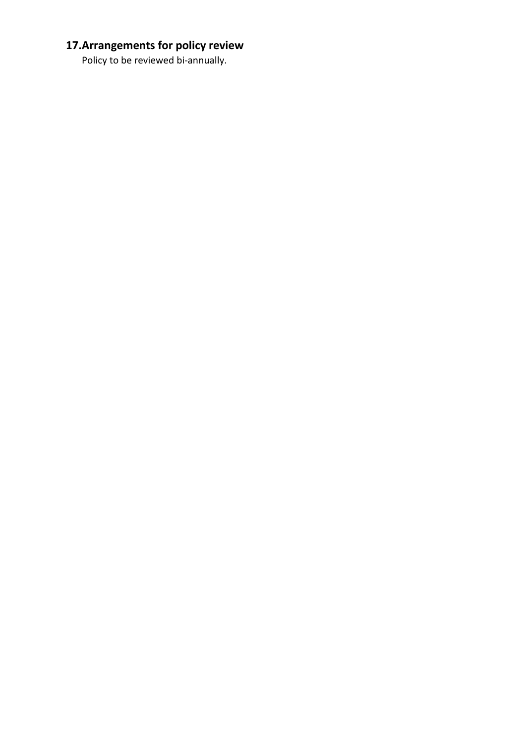## 17. Arrangements for policy review

Policy to be reviewed bi-annually.